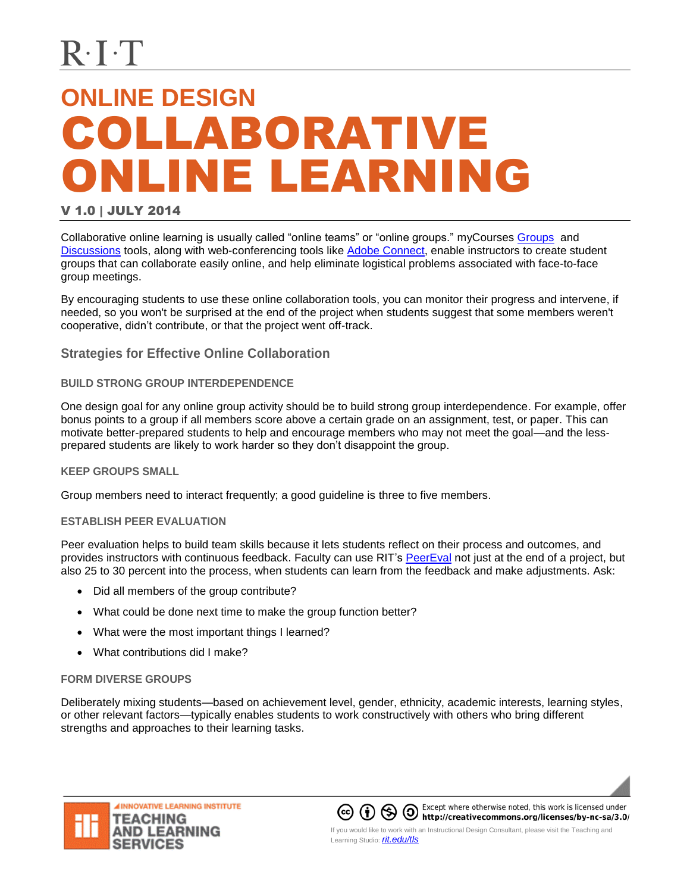R·I·T

# ONLINE DESIGN
# COLLABORATIVE ONLINE LEARNING

**V 1.0 | JULY 2014**

Collaborative online learning is usually called "online teams" or "online groups." myCourses Groups and Discussions tools, along with web-conferencing tools like Adobe Connect, enable instructors to create student groups that can collaborate easily online, and help eliminate logistical problems associated with face-to-face group meetings.

By encouraging students to use these online collaboration tools, you can monitor their progress and intervene, if needed, so you won't be surprised at the end of the project when students suggest that some members weren't cooperative, didn't contribute, or that the project went off-track.

## Strategies for Effective Online Collaboration

### BUILD STRONG GROUP INTERDEPENDENCE

One design goal for any online group activity should be to build strong group interdependence. For example, offer bonus points to a group if all members score above a certain grade on an assignment, test, or paper. This can motivate better-prepared students to help and encourage members who may not meet the goal—and the less-prepared students are likely to work harder so they don't disappoint the group.

### KEEP GROUPS SMALL

Group members need to interact frequently; a good guideline is three to five members.

### ESTABLISH PEER EVALUATION

Peer evaluation helps to build team skills because it lets students reflect on their process and outcomes, and provides instructors with continuous feedback. Faculty can use RIT's PeerEval not just at the end of a project, but also 25 to 30 percent into the process, when students can learn from the feedback and make adjustments. Ask:

- Did all members of the group contribute?
- What could be done next time to make the group function better?
- What were the most important things I learned?
- What contributions did I make?

### FORM DIVERSE GROUPS

Deliberately mixing students—based on achievement level, gender, ethnicity, academic interests, learning styles, or other relevant factors—typically enables students to work constructively with others who bring different strengths and approaches to their learning tasks.

INNOVATIVE LEARNING INSTITUTE
TEACHING AND LEARNING SERVICES

Except where otherwise noted, this work is licensed under http://creativecommons.org/licenses/by-nc-sa/3.0/

If you would like to work with an Instructional Design Consultant, please visit the Teaching and Learning Studio: *rit.edu/tls*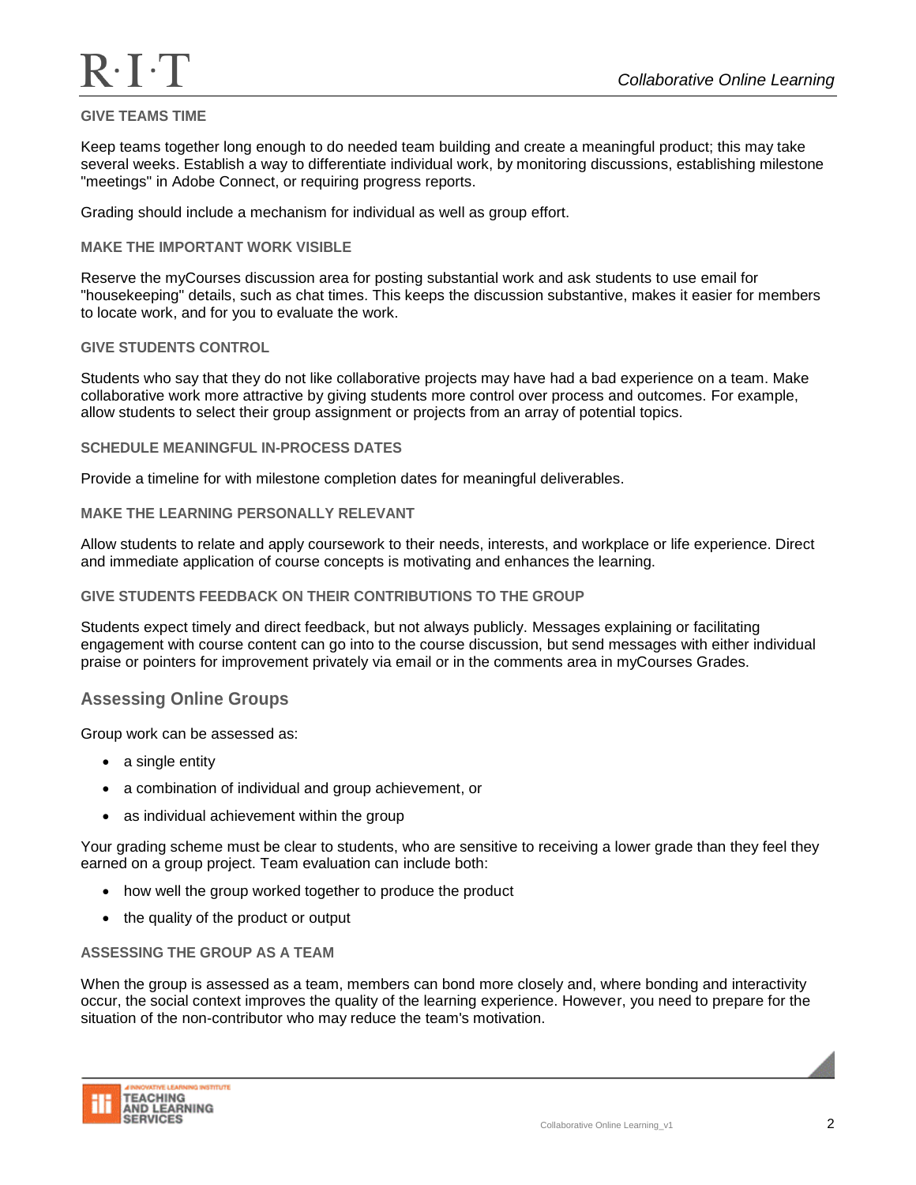### GIVE TEAMS TIME

Keep teams together long enough to do needed team building and create a meaningful product; this may take several weeks. Establish a way to differentiate individual work, by monitoring discussions, establishing milestone "meetings" in Adobe Connect, or requiring progress reports.

Grading should include a mechanism for individual as well as group effort.

### MAKE THE IMPORTANT WORK VISIBLE

Reserve the myCourses discussion area for posting substantial work and ask students to use email for "housekeeping" details, such as chat times. This keeps the discussion substantive, makes it easier for members to locate work, and for you to evaluate the work.

### GIVE STUDENTS CONTROL

Students who say that they do not like collaborative projects may have had a bad experience on a team. Make collaborative work more attractive by giving students more control over process and outcomes. For example, allow students to select their group assignment or projects from an array of potential topics.

### SCHEDULE MEANINGFUL IN-PROCESS DATES

Provide a timeline for with milestone completion dates for meaningful deliverables.

### MAKE THE LEARNING PERSONALLY RELEVANT

Allow students to relate and apply coursework to their needs, interests, and workplace or life experience. Direct and immediate application of course concepts is motivating and enhances the learning.

### GIVE STUDENTS FEEDBACK ON THEIR CONTRIBUTIONS TO THE GROUP

Students expect timely and direct feedback, but not always publicly. Messages explaining or facilitating engagement with course content can go into to the course discussion, but send messages with either individual praise or pointers for improvement privately via email or in the comments area in myCourses Grades.

## Assessing Online Groups

Group work can be assessed as:

- a single entity
- a combination of individual and group achievement, or
- as individual achievement within the group

Your grading scheme must be clear to students, who are sensitive to receiving a lower grade than they feel they earned on a group project. Team evaluation can include both:

- how well the group worked together to produce the product
- the quality of the product or output

### ASSESSING THE GROUP AS A TEAM

When the group is assessed as a team, members can bond more closely and, where bonding and interactivity occur, the social context improves the quality of the learning experience. However, you need to prepare for the situation of the non-contributor who may reduce the team's motivation.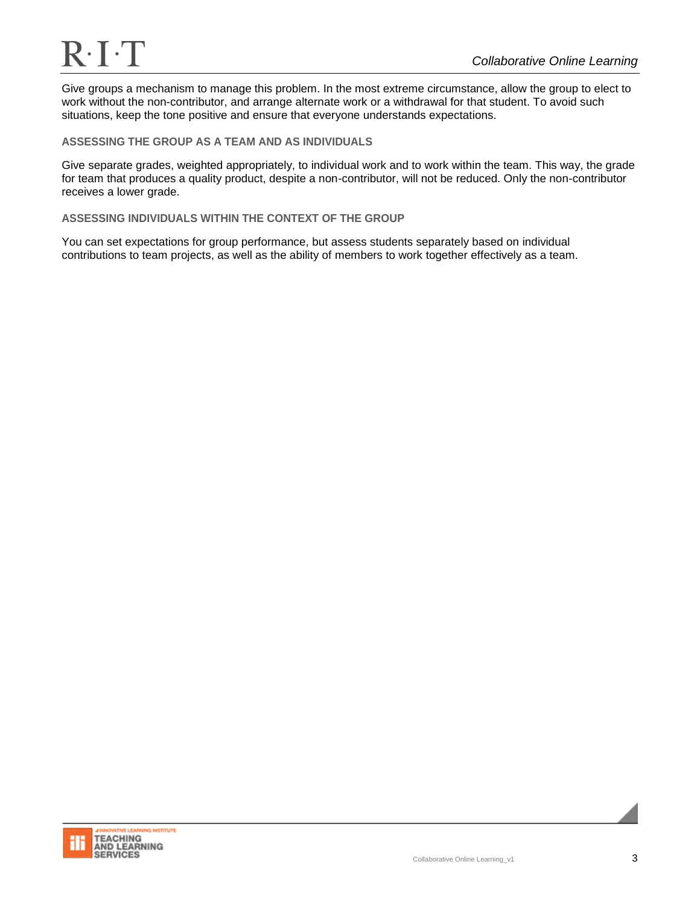Give groups a mechanism to manage this problem. In the most extreme circumstance, allow the group to elect to work without the non-contributor, and arrange alternate work or a withdrawal for that student. To avoid such situations, keep the tone positive and ensure that everyone understands expectations.

### ASSESSING THE GROUP AS A TEAM AND AS INDIVIDUALS

Give separate grades, weighted appropriately, to individual work and to work within the team. This way, the grade for team that produces a quality product, despite a non-contributor, will not be reduced. Only the non-contributor receives a lower grade.

### ASSESSING INDIVIDUALS WITHIN THE CONTEXT OF THE GROUP

You can set expectations for group performance, but assess students separately based on individual contributions to team projects, as well as the ability of members to work together effectively as a team.